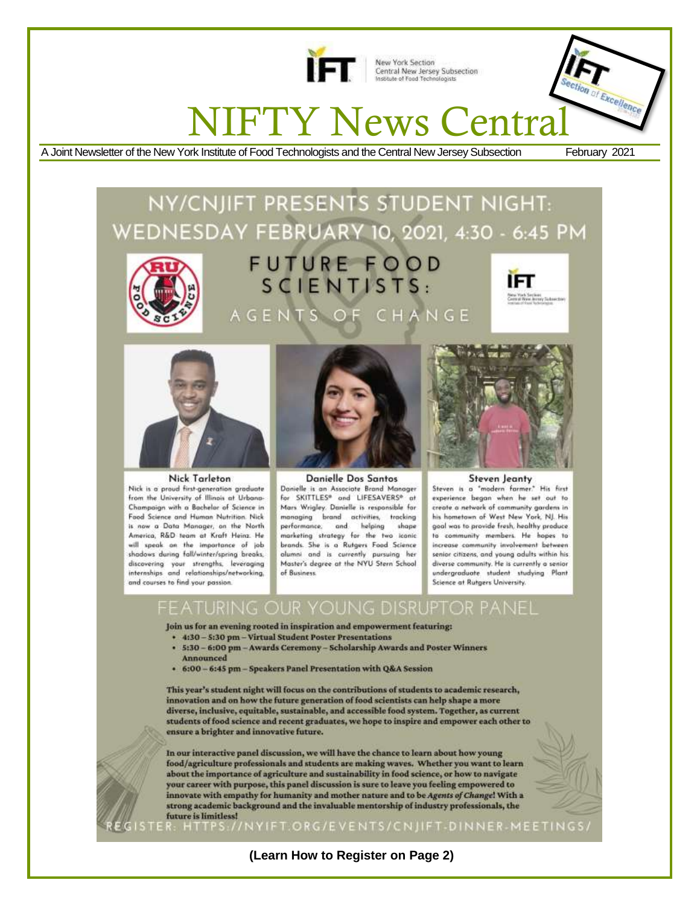New York Section
Central New Jersey Subsection
Institute of Food Technologists

# NIFTY News Central

A Joint Newsletter of the New York Institute of Food Technologists and the Central New Jersey Subsection — February 2021

## NY/CNJIFT PRESENTS STUDENT NIGHT: WEDNESDAY FEBRUARY 10, 2021, 4:30 - 6:45 PM

## FUTURE FOOD SCIENTISTS: AGENTS OF CHANGE

**Nick Tarleton**

Nick is a proud first-generation graduate from the University of Illinois at Urbana-Champaign with a Bachelor of Science in Food Science and Human Nutrition. Nick is now a Data Manager, on the North America, R&D team at Kraft Heinz. He will speak on the importance of job shadows during fall/winter/spring breaks, discovering your strengths, leveraging internships and relationships/networking, and courses to find your passion.

**Danielle Dos Santos**

Danielle is an Associate Brand Manager for SKITTLES® and LIFESAVERS® at Mars Wrigley. Danielle is responsible for managing brand activities, tracking performance, and helping shape marketing strategy for the two iconic brands. She is a Rutgers Food Science alumni and is currently pursuing her Master's degree at the NYU Stern School of Business.

**Steven Jeanty**

Steven is a "modern farmer." His first experience began when he set out to create a network of community gardens in his hometown of West New York, NJ. His goal was to provide fresh, healthy produce to community members. He hopes to increase community involvement between senior citizens, and young adults within his diverse community. He is currently a senior undergraduate student studying Plant Science at Rutgers University.

## FEATURING OUR YOUNG DISRUPTOR PANEL

**Join us for an evening rooted in inspiration and empowerment featuring:**

- **4:30 – 5:30 pm – Virtual Student Poster Presentations**
- **5:30 – 6:00 pm – Awards Ceremony – Scholarship Awards and Poster Winners Announced**
- **6:00 – 6:45 pm – Speakers Panel Presentation with Q&A Session**

**This year's student night will focus on the contributions of students to academic research, innovation and on how the future generation of food scientists can help shape a more diverse, inclusive, equitable, sustainable, and accessible food system. Together, as current students of food science and recent graduates, we hope to inspire and empower each other to ensure a brighter and innovative future.**

**In our interactive panel discussion, we will have the chance to learn about how young food/agriculture professionals and students are making waves. Whether you want to learn about the importance of agriculture and sustainability in food science, or how to navigate your career with purpose, this panel discussion is sure to leave you feeling empowered to innovate with empathy for humanity and mother nature and to be *Agents of Change*! With a strong academic background and the invaluable mentorship of industry professionals, the future is limitless!**

REGISTER: HTTPS://NYIFT.ORG/EVENTS/CNJIFT-DINNER-MEETINGS/

**(Learn How to Register on Page 2)**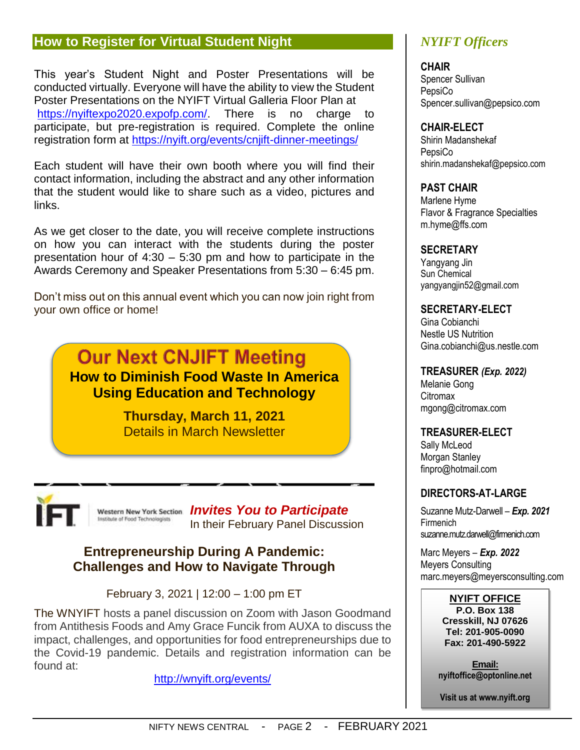## How to Register for Virtual Student Night

This year's Student Night and Poster Presentations will be conducted virtually. Everyone will have the ability to view the Student Poster Presentations on the NYIFT Virtual Galleria Floor Plan at https://nyiftexpo2020.expofp.com/. There is no charge to participate, but pre-registration is required. Complete the online registration form at https://nyift.org/events/cnjift-dinner-meetings/

Each student will have their own booth where you will find their contact information, including the abstract and any other information that the student would like to share such as a video, pictures and links.

As we get closer to the date, you will receive complete instructions on how you can interact with the students during the poster presentation hour of 4:30 – 5:30 pm and how to participate in the Awards Ceremony and Speaker Presentations from 5:30 – 6:45 pm.

Don't miss out on this annual event which you can now join right from your own office or home!

## Our Next CNJIFT Meeting

**How to Diminish Food Waste In America Using Education and Technology**

**Thursday, March 11, 2021**
Details in March Newsletter

---

IFT Western New York Section Institute of Food Technologists ***Invites You to Participate*** In their February Panel Discussion

### Entrepreneurship During A Pandemic: Challenges and How to Navigate Through

February 3, 2021 | 12:00 – 1:00 pm ET

The WNYIFT hosts a panel discussion on Zoom with Jason Goodmand from Antithesis Foods and Amy Grace Funcik from AUXA to discuss the impact, challenges, and opportunities for food entrepreneurships due to the Covid-19 pandemic. Details and registration information can be found at:

http://wnyift.org/events/

## *NYIFT Officers*

**CHAIR**
Spencer Sullivan
PepsiCo
Spencer.sullivan@pepsico.com

**CHAIR-ELECT**
Shirin Madanshekaf
PepsiCo
shirin.madanshekaf@pepsico.com

**PAST CHAIR**
Marlene Hyme
Flavor & Fragrance Specialties
m.hyme@ffs.com

**SECRETARY**
Yangyang Jin
Sun Chemical
yangyangjin52@gmail.com

**SECRETARY-ELECT**
Gina Cobianchi
Nestle US Nutrition
Gina.cobianchi@us.nestle.com

**TREASURER *(Exp. 2022)***
Melanie Gong
Citromax
mgong@citromax.com

**TREASURER-ELECT**
Sally McLeod
Morgan Stanley
finpro@hotmail.com

**DIRECTORS-AT-LARGE**

Suzanne Mutz-Darwell – ***Exp. 2021***
Firmenich
suzanne.mutz.darwell@firmenich.com

Marc Meyers – ***Exp. 2022***
Meyers Consulting
marc.meyers@meyersconsulting.com

**NYIFT OFFICE**
**P.O. Box 138**
**Cresskill, NJ 07626**
**Tel: 201-905-0090**
**Fax: 201-490-5922**

**Email:**
**nyiftoffice@optonline.net**

**Visit us at www.nyift.org**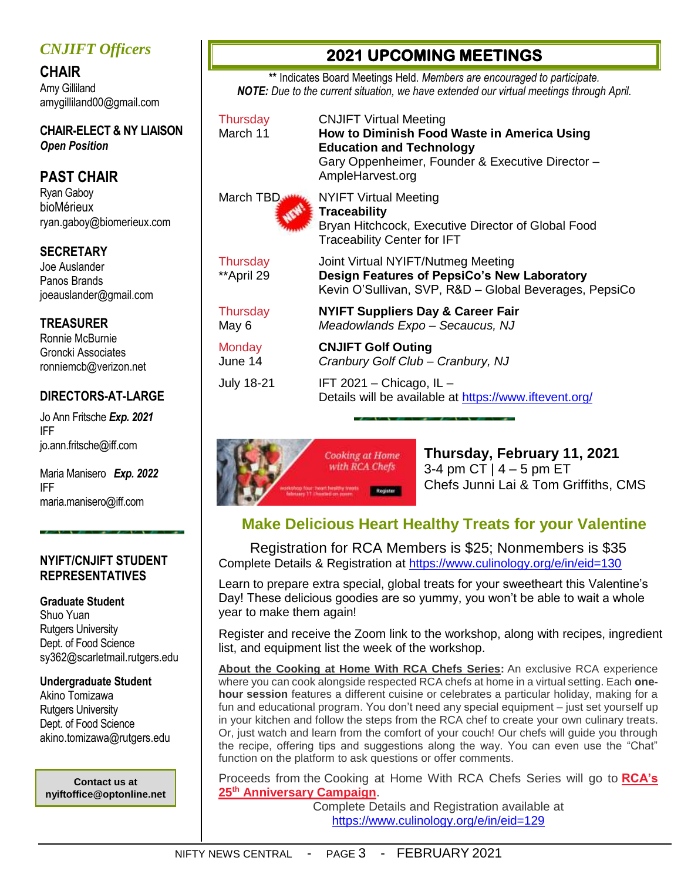## *CNJIFT Officers*

### CHAIR
Amy Gilliland
amygilliland00@gmail.com

### CHAIR-ELECT & NY LIAISON
***Open Position***

### PAST CHAIR
Ryan Gaboy
bioMérieux
ryan.gaboy@biomerieux.com

### SECRETARY
Joe Auslander
Panos Brands
joeauslander@gmail.com

### TREASURER
Ronnie McBurnie
Groncki Associates
ronniemcb@verizon.net

### DIRECTORS-AT-LARGE
Jo Ann Fritsche ***Exp. 2021***
IFF
jo.ann.fritsche@iff.com

Maria Manisero ***Exp. 2022***
IFF
maria.manisero@iff.com

### NYIFT/CNJIFT STUDENT REPRESENTATIVES

**Graduate Student**
Shuo Yuan
Rutgers University
Dept. of Food Science
sy362@scarletmail.rutgers.edu

**Undergraduate Student**
Akino Tomizawa
Rutgers University
Dept. of Food Science
akino.tomizawa@rutgers.edu

**Contact us at nyiftoffice@optonline.net**

## 2021 UPCOMING MEETINGS

** Indicates Board Meetings Held. *Members are encouraged to participate.*
***NOTE:*** *Due to the current situation, we have extended our virtual meetings through April.*

| | |
|---|---|
| Thursday March 11 | CNJIFT Virtual Meeting **How to Diminish Food Waste in America Using Education and Technology** Gary Oppenheimer, Founder & Executive Director – AmpleHarvest.org |
| March TBD (NEW!) | NYIFT Virtual Meeting **Traceability** Bryan Hitchcock, Executive Director of Global Food Traceability Center for IFT |
| Thursday **April 29 | Joint Virtual NYIFT/Nutmeg Meeting **Design Features of PepsiCo's New Laboratory** Kevin O'Sullivan, SVP, R&D – Global Beverages, PepsiCo |
| Thursday May 6 | **NYIFT Suppliers Day & Career Fair** *Meadowlands Expo – Secaucus, NJ* |
| Monday June 14 | **CNJIFT Golf Outing** *Cranbury Golf Club – Cranbury, NJ* |
| July 18-21 | IFT 2021 – Chicago, IL – Details will be available at https://www.iftevent.org/ |

**Thursday, February 11, 2021**
3-4 pm CT | 4 – 5 pm ET
Chefs Junni Lai & Tom Griffiths, CMS

## Make Delicious Heart Healthy Treats for your Valentine

Registration for RCA Members is $25; Nonmembers is $35
Complete Details & Registration at https://www.culinology.org/e/in/eid=130

Learn to prepare extra special, global treats for your sweetheart this Valentine's Day! These delicious goodies are so yummy, you won't be able to wait a whole year to make them again!

Register and receive the Zoom link to the workshop, along with recipes, ingredient list, and equipment list the week of the workshop.

**About the Cooking at Home With RCA Chefs Series:** An exclusive RCA experience where you can cook alongside respected RCA chefs at home in a virtual setting. Each **one-hour session** features a different cuisine or celebrates a particular holiday, making for a fun and educational program. You don't need any special equipment – just set yourself up in your kitchen and follow the steps from the RCA chef to create your own culinary treats. Or, just watch and learn from the comfort of your couch! Our chefs will guide you through the recipe, offering tips and suggestions along the way. You can even use the "Chat" function on the platform to ask questions or offer comments.

Proceeds from the Cooking at Home With RCA Chefs Series will go to **RCA's 25th Anniversary Campaign**.

Complete Details and Registration available at
https://www.culinology.org/e/in/eid=129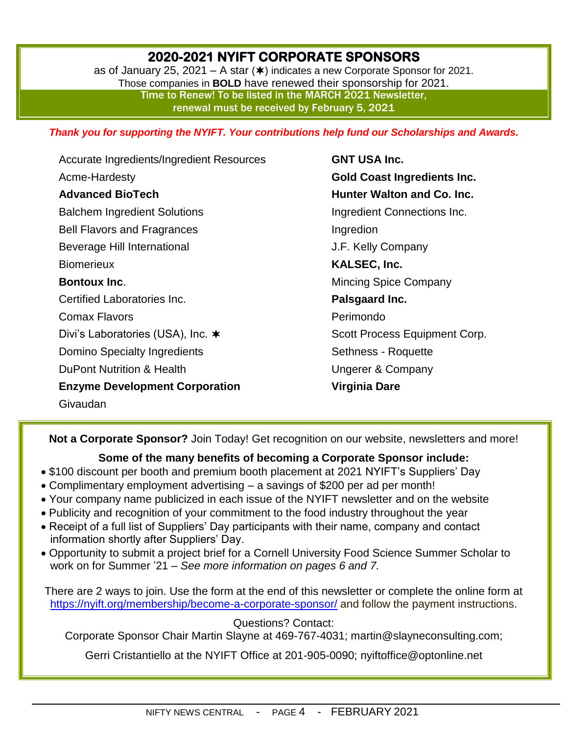## 2020-2021 NYIFT CORPORATE SPONSORS

as of January 25, 2021 – A star (✶) indicates a new Corporate Sponsor for 2021.
Those companies in **BOLD** have renewed their sponsorship for 2021.

**Time to Renew! To be listed in the MARCH 2021 Newsletter, renewal must be received by February 5, 2021**

***Thank you for supporting the NYIFT. Your contributions help fund our Scholarships and Awards.***

Accurate Ingredients/Ingredient Resources
Acme-Hardesty
**Advanced BioTech**
Balchem Ingredient Solutions
Bell Flavors and Fragrances
Beverage Hill International
Biomerieux
**Bontoux Inc**.
Certified Laboratories Inc.
Comax Flavors
Divi's Laboratories (USA), Inc. ✶
Domino Specialty Ingredients
DuPont Nutrition & Health
**Enzyme Development Corporation**
Givaudan
**GNT USA Inc.**
**Gold Coast Ingredients Inc.**
**Hunter Walton and Co. Inc.**
Ingredient Connections Inc.
Ingredion
J.F. Kelly Company
**KALSEC, Inc.**
Mincing Spice Company
**Palsgaard Inc.**
Perimondo
Scott Process Equipment Corp.
Sethness - Roquette
Ungerer & Company
**Virginia Dare**

**Not a Corporate Sponsor?** Join Today! Get recognition on our website, newsletters and more!

**Some of the many benefits of becoming a Corporate Sponsor include:**

- $100 discount per booth and premium booth placement at 2021 NYIFT's Suppliers' Day
- Complimentary employment advertising – a savings of $200 per ad per month!
- Your company name publicized in each issue of the NYIFT newsletter and on the website
- Publicity and recognition of your commitment to the food industry throughout the year
- Receipt of a full list of Suppliers' Day participants with their name, company and contact information shortly after Suppliers' Day.
- Opportunity to submit a project brief for a Cornell University Food Science Summer Scholar to work on for Summer '21 – *See more information on pages 6 and 7.*

There are 2 ways to join. Use the form at the end of this newsletter or complete the online form at https://nyift.org/membership/become-a-corporate-sponsor/ and follow the payment instructions.

Questions? Contact:
Corporate Sponsor Chair Martin Slayne at 469-767-4031; martin@slayneconsulting.com;

Gerri Cristantiello at the NYIFT Office at 201-905-0090; nyiftoffice@optonline.net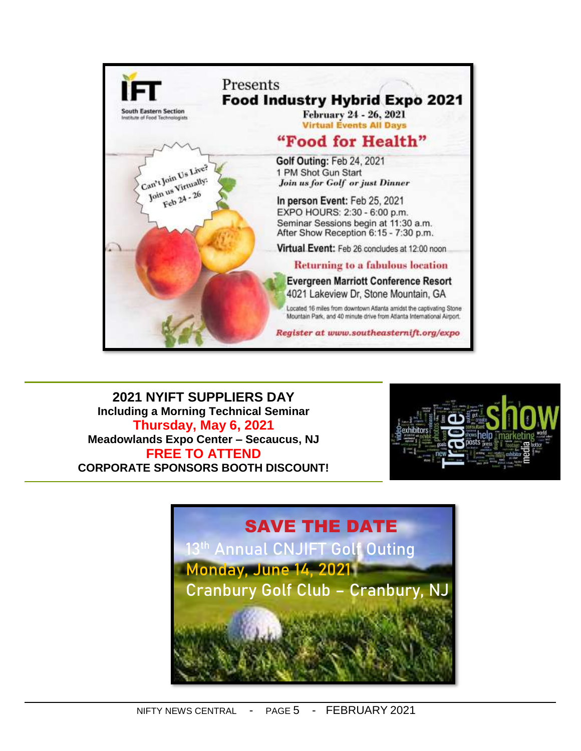**IFT**
South Eastern Section
Institute of Food Technologists

Presents

## Food Industry Hybrid Expo 2021

February 24 - 26, 2021
Virtual Events All Days

### "Food for Health"

Can't Join Us Live? Join us Virtually: Feb 24 - 26

**Golf Outing:** Feb 24, 2021
1 PM Shot Gun Start
*Join us for Golf or just Dinner*

**In person Event:** Feb 25, 2021
EXPO HOURS: 2:30 - 6:00 p.m.
Seminar Sessions begin at 11:30 a.m.
After Show Reception 6:15 - 7:30 p.m.

**Virtual Event:** Feb 26 concludes at 12:00 noon

Returning to a fabulous location

**Evergreen Marriott Conference Resort**
4021 Lakeview Dr, Stone Mountain, GA

Located 16 miles from downtown Atlanta amidst the captivating Stone Mountain Park, and 40 minute drive from Atlanta International Airport.

*Register at www.southeasternift.org/expo*

---

**2021 NYIFT SUPPLIERS DAY**
**Including a Morning Technical Seminar**
**Thursday, May 6, 2021**
**Meadowlands Expo Center – Secaucus, NJ**
**FREE TO ATTEND**
**CORPORATE SPONSORS BOOTH DISCOUNT!**

---

**SAVE THE DATE**

13th Annual CNJIFT Golf Outing
Monday, June 14, 2021
Cranbury Golf Club – Cranbury, NJ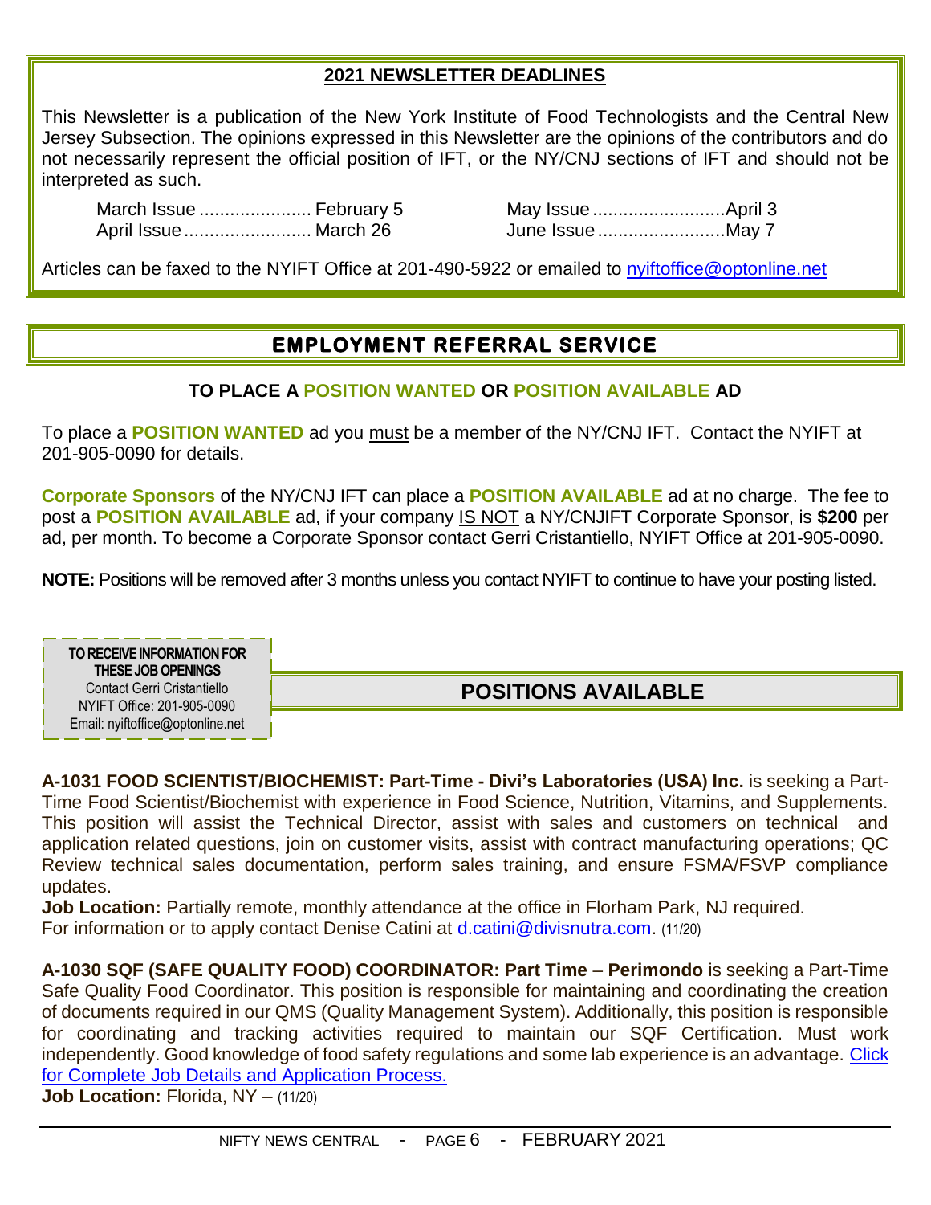## 2021 NEWSLETTER DEADLINES

This Newsletter is a publication of the New York Institute of Food Technologists and the Central New Jersey Subsection. The opinions expressed in this Newsletter are the opinions of the contributors and do not necessarily represent the official position of IFT, or the NY/CNJ sections of IFT and should not be interpreted as such.

| | | | |
|---|---|---|---|
| March Issue | February 5 | May Issue | April 3 |
| April Issue | March 26 | June Issue | May 7 |

Articles can be faxed to the NYIFT Office at 201-490-5922 or emailed to nyiftoffice@optonline.net

## EMPLOYMENT REFERRAL SERVICE

**TO PLACE A POSITION WANTED OR POSITION AVAILABLE AD**

To place a **POSITION WANTED** ad you must be a member of the NY/CNJ IFT. Contact the NYIFT at 201-905-0090 for details.

**Corporate Sponsors** of the NY/CNJ IFT can place a **POSITION AVAILABLE** ad at no charge. The fee to post a **POSITION AVAILABLE** ad, if your company IS NOT a NY/CNJIFT Corporate Sponsor, is **$200** per ad, per month. To become a Corporate Sponsor contact Gerri Cristantiello, NYIFT Office at 201-905-0090.

**NOTE:** Positions will be removed after 3 months unless you contact NYIFT to continue to have your posting listed.

**TO RECEIVE INFORMATION FOR THESE JOB OPENINGS**
Contact Gerri Cristantiello
NYIFT Office: 201-905-0090
Email: nyiftoffice@optonline.net

## POSITIONS AVAILABLE

**A-1031 FOOD SCIENTIST/BIOCHEMIST: Part-Time - Divi's Laboratories (USA) Inc.** is seeking a Part-Time Food Scientist/Biochemist with experience in Food Science, Nutrition, Vitamins, and Supplements. This position will assist the Technical Director, assist with sales and customers on technical and application related questions, join on customer visits, assist with contract manufacturing operations; QC Review technical sales documentation, perform sales training, and ensure FSMA/FSVP compliance updates.
**Job Location:** Partially remote, monthly attendance at the office in Florham Park, NJ required.
For information or to apply contact Denise Catini at d.catini@divisnutra.com. (11/20)

**A-1030 SQF (SAFE QUALITY FOOD) COORDINATOR: Part Time** – **Perimondo** is seeking a Part-Time Safe Quality Food Coordinator. This position is responsible for maintaining and coordinating the creation of documents required in our QMS (Quality Management System). Additionally, this position is responsible for coordinating and tracking activities required to maintain our SQF Certification. Must work independently. Good knowledge of food safety regulations and some lab experience is an advantage. Click for Complete Job Details and Application Process.
**Job Location:** Florida, NY – (11/20)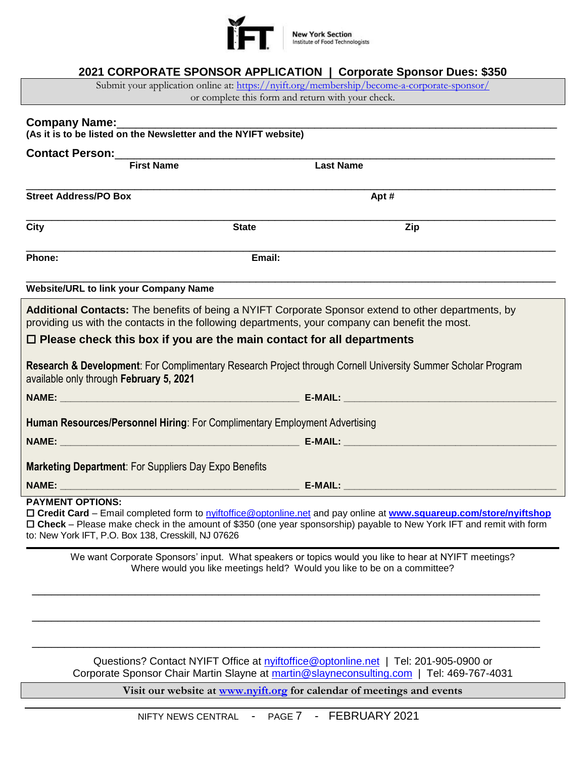New York Section
Institute of Food Technologists

## 2021 CORPORATE SPONSOR APPLICATION | Corporate Sponsor Dues: $350

Submit your application online at: https://nyift.org/membership/become-a-corporate-sponsor/
or complete this form and return with your check.

**Company Name:**_______________________________________________________________
**(As it is to be listed on the Newsletter and the NYIFT website)**

**Contact Person:**_______________________________________________________________
**First Name** **Last Name**

_______________________________________________________________
**Street Address/PO Box** **Apt #**

_______________________________________________________________
**City** **State** **Zip**

_______________________________________________________________
**Phone:** **Email:**

_______________________________________________________________
**Website/URL to link your Company Name**

**Additional Contacts:** The benefits of being a NYIFT Corporate Sponsor extend to other departments, by providing us with the contacts in the following departments, your company can benefit the most.

☐ **Please check this box if you are the main contact for all departments**

**Research & Development**: For Complimentary Research Project through Cornell University Summer Scholar Program available only through **February 5, 2021**

**NAME:** ___________________________ **E-MAIL:** ___________________________

**Human Resources/Personnel Hiring**: For Complimentary Employment Advertising

**NAME:** ___________________________ **E-MAIL:** ___________________________

**Marketing Department**: For Suppliers Day Expo Benefits

**NAME:** ___________________________ **E-MAIL:** ___________________________

**PAYMENT OPTIONS:**
☐ **Credit Card** – Email completed form to nyiftoffice@optonline.net and pay online at **www.squareup.com/store/nyiftshop**
☐ **Check** – Please make check in the amount of $350 (one year sponsorship) payable to New York IFT and remit with form to: New York IFT, P.O. Box 138, Cresskill, NJ 07626

We want Corporate Sponsors' input. What speakers or topics would you like to hear at NYIFT meetings? Where would you like meetings held? Would you like to be on a committee?

_______________________________________________________________

_______________________________________________________________

_______________________________________________________________

Questions? Contact NYIFT Office at nyiftoffice@optonline.net | Tel: 201-905-0900 or
Corporate Sponsor Chair Martin Slayne at martin@slayneconsulting.com | Tel: 469-767-4031

**Visit our website at www.nyift.org for calendar of meetings and events**